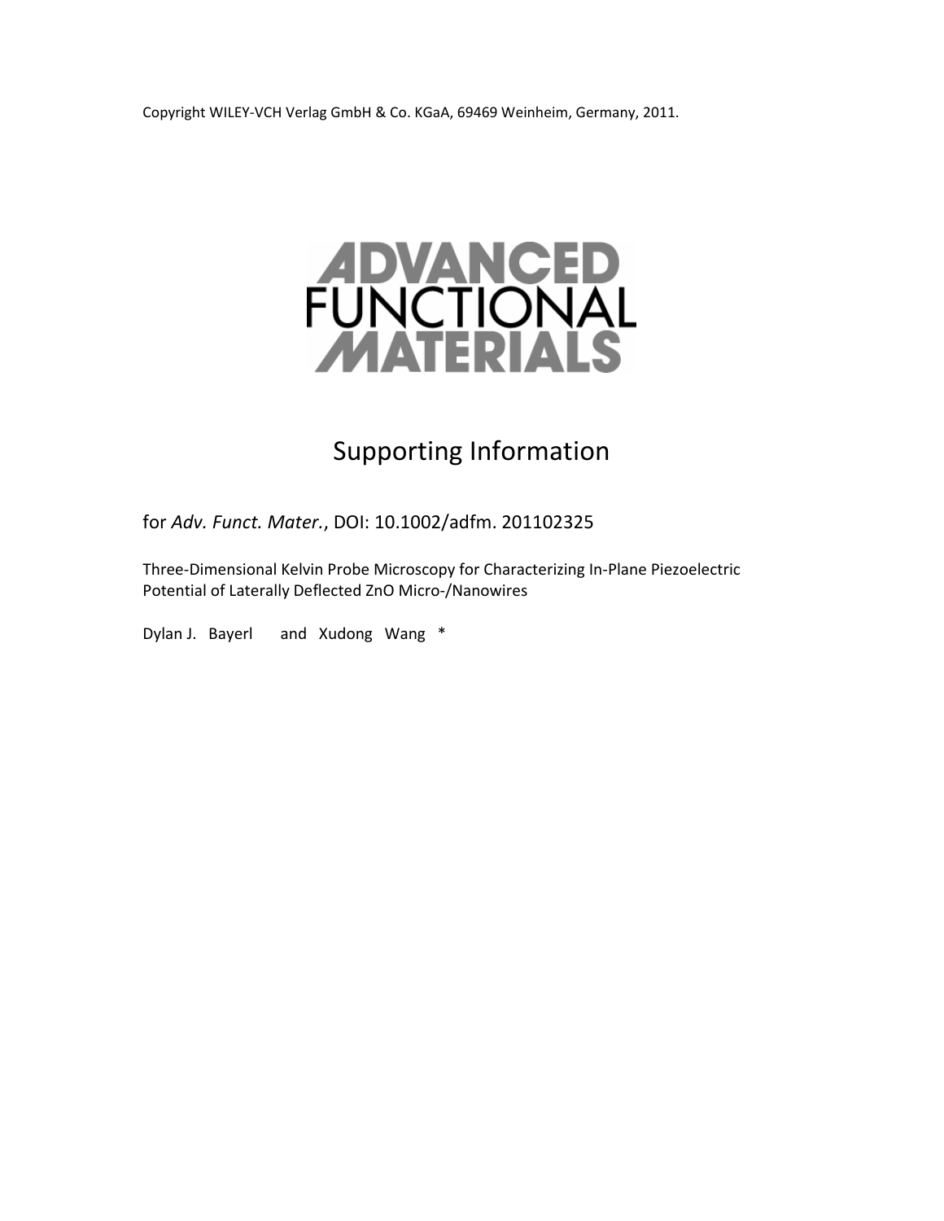Copyright WILEY-VCH Verlag GmbH & Co. KGaA, 69469 Weinheim, Germany, 2011.

**ADVANCED FUNCTIONAL MATERIALS**

# Supporting Information

for *Adv. Funct. Mater.*, DOI: 10.1002/adfm. 201102325

Three-Dimensional Kelvin Probe Microscopy for Characterizing In-Plane Piezoelectric Potential of Laterally Deflected ZnO Micro-/Nanowires

Dylan J. Bayerl and Xudong Wang *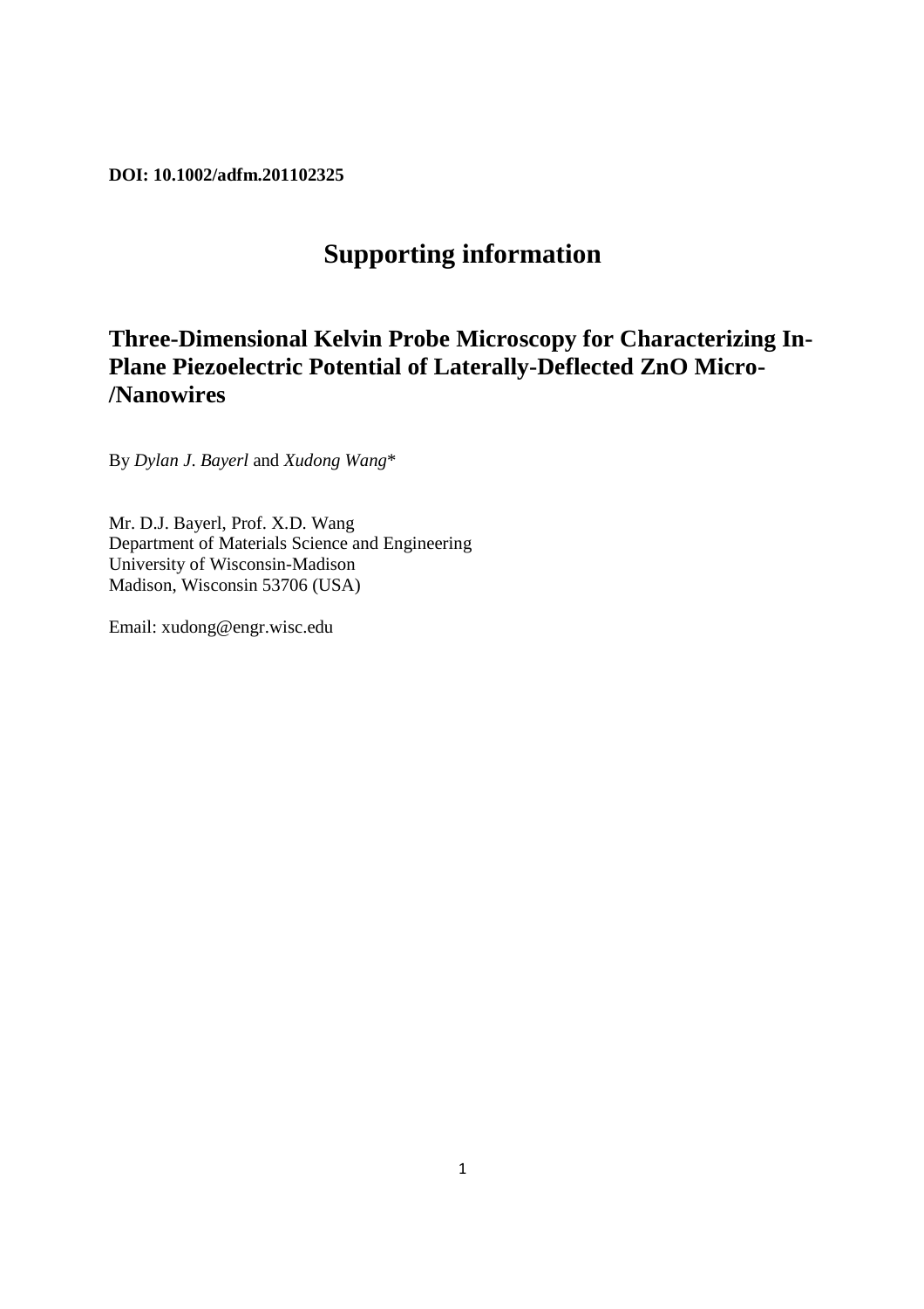**DOI: 10.1002/adfm.201102325**

# Supporting information

## Three-Dimensional Kelvin Probe Microscopy for Characterizing In-Plane Piezoelectric Potential of Laterally-Deflected ZnO Micro-/Nanowires

By *Dylan J. Bayerl* and *Xudong Wang**

Mr. D.J. Bayerl, Prof. X.D. Wang
Department of Materials Science and Engineering
University of Wisconsin-Madison
Madison, Wisconsin 53706 (USA)

Email: xudong@engr.wisc.edu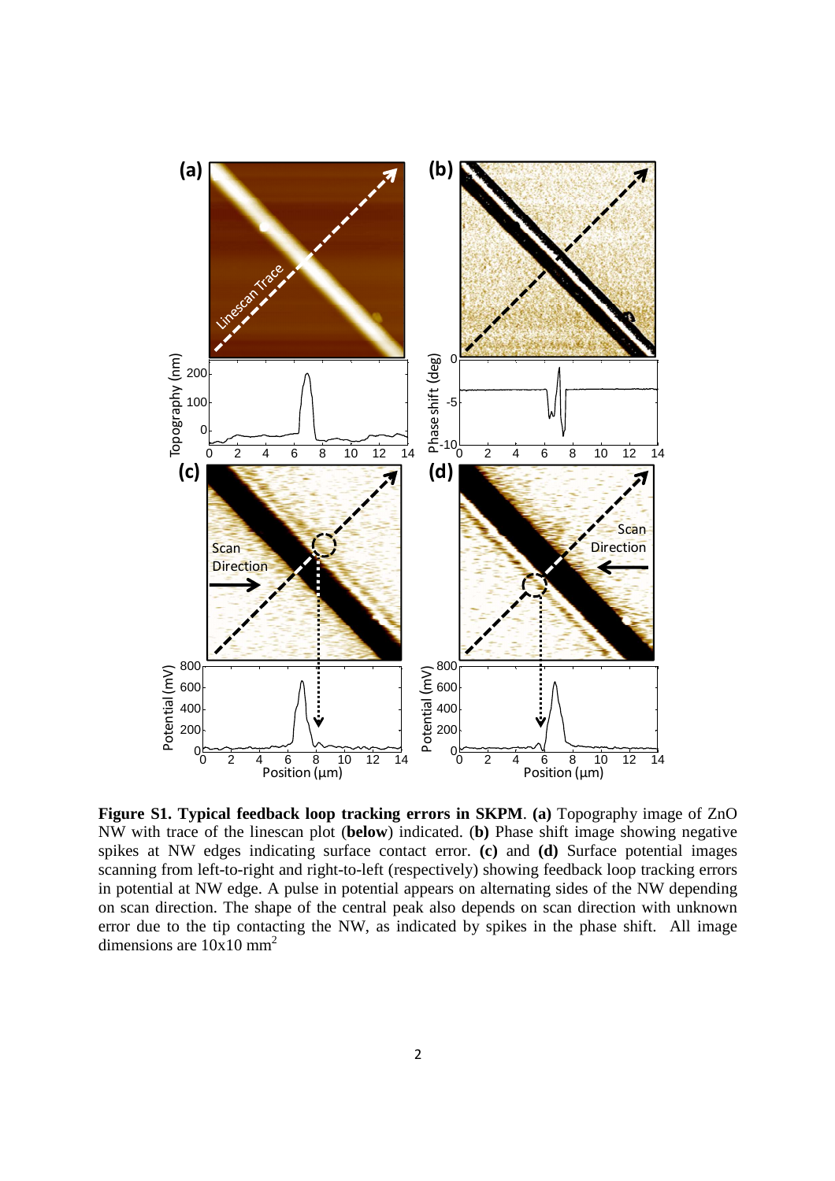**Figure S1. Typical feedback loop tracking errors in SKPM**. **(a)** Topography image of ZnO NW with trace of the linescan plot (**below**) indicated. (**b)** Phase shift image showing negative spikes at NW edges indicating surface contact error. **(c)** and **(d)** Surface potential images scanning from left-to-right and right-to-left (respectively) showing feedback loop tracking errors in potential at NW edge. A pulse in potential appears on alternating sides of the NW depending on scan direction. The shape of the central peak also depends on scan direction with unknown error due to the tip contacting the NW, as indicated by spikes in the phase shift. All image dimensions are 10x10 mm$^2$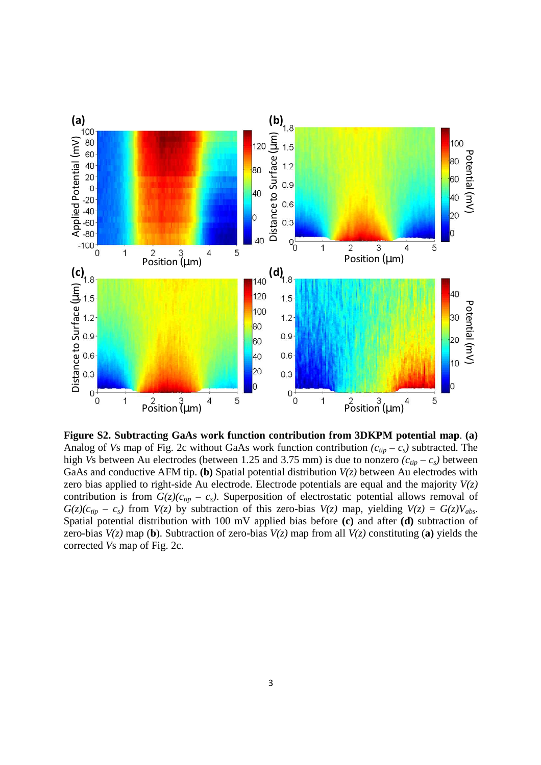**Figure S2. Subtracting GaAs work function contribution from 3DKPM potential map**. **(a)** Analog of *Vs* map of Fig. 2c without GaAs work function contribution $(c_{tip} - c_s)$ subtracted. The high *Vs* between Au electrodes (between 1.25 and 3.75 mm) is due to nonzero $(c_{tip} - c_s)$ between GaAs and conductive AFM tip. **(b)** Spatial potential distribution $V(z)$ between Au electrodes with zero bias applied to right-side Au electrode. Electrode potentials are equal and the majority $V(z)$ contribution is from $G(z)(c_{tip} - c_s)$. Superposition of electrostatic potential allows removal of $G(z)(c_{tip} - c_s)$ from $V(z)$ by subtraction of this zero-bias $V(z)$ map, yielding $V(z) = G(z)V_{abs}$. Spatial potential distribution with 100 mV applied bias before **(c)** and after **(d)** subtraction of zero-bias $V(z)$ map (**b**). Subtraction of zero-bias $V(z)$ map from all $V(z)$ constituting (**a**) yields the corrected *Vs* map of Fig. 2c.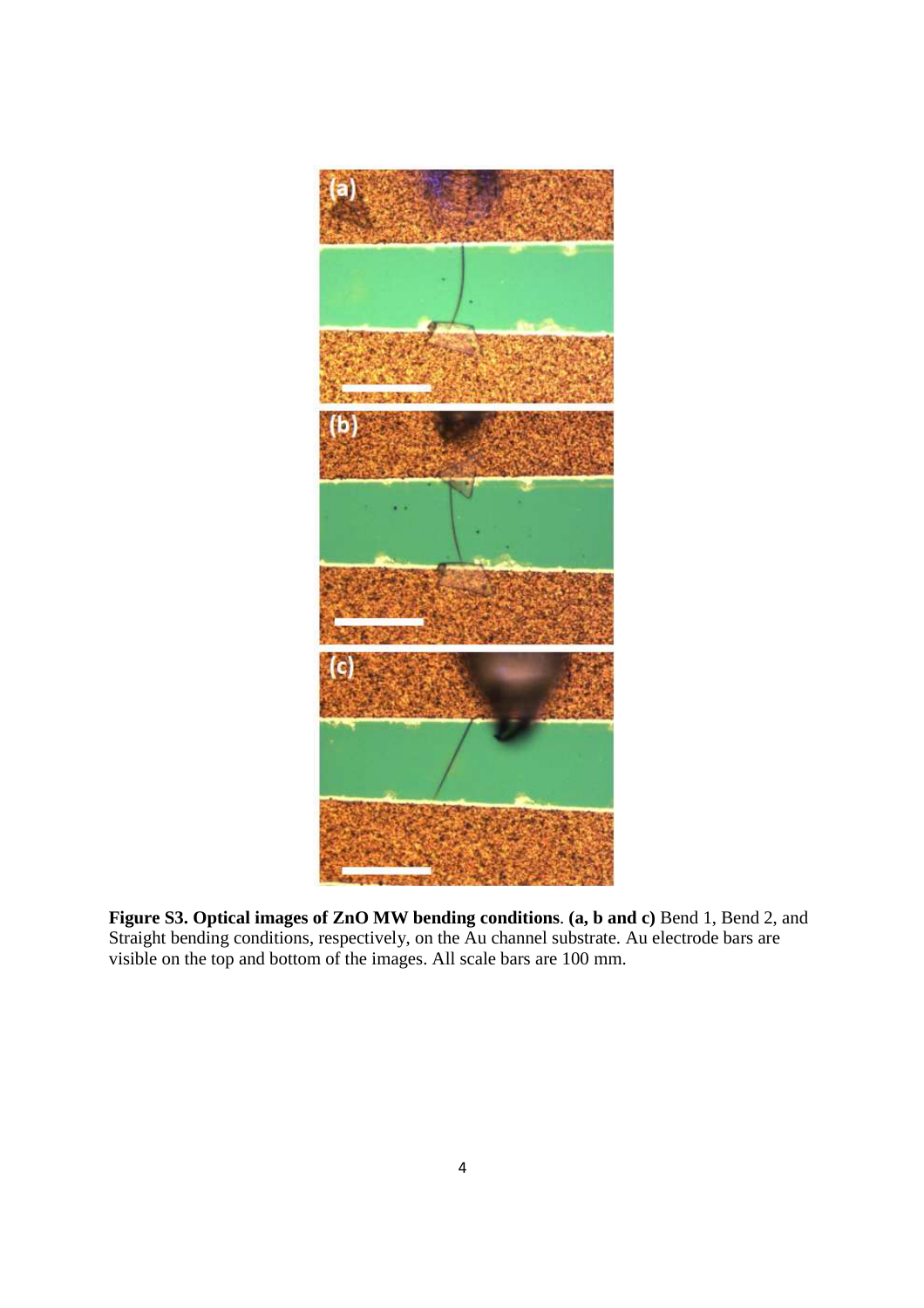**Figure S3. Optical images of ZnO MW bending conditions**. **(a, b and c)** Bend 1, Bend 2, and Straight bending conditions, respectively, on the Au channel substrate. Au electrode bars are visible on the top and bottom of the images. All scale bars are 100 mm.